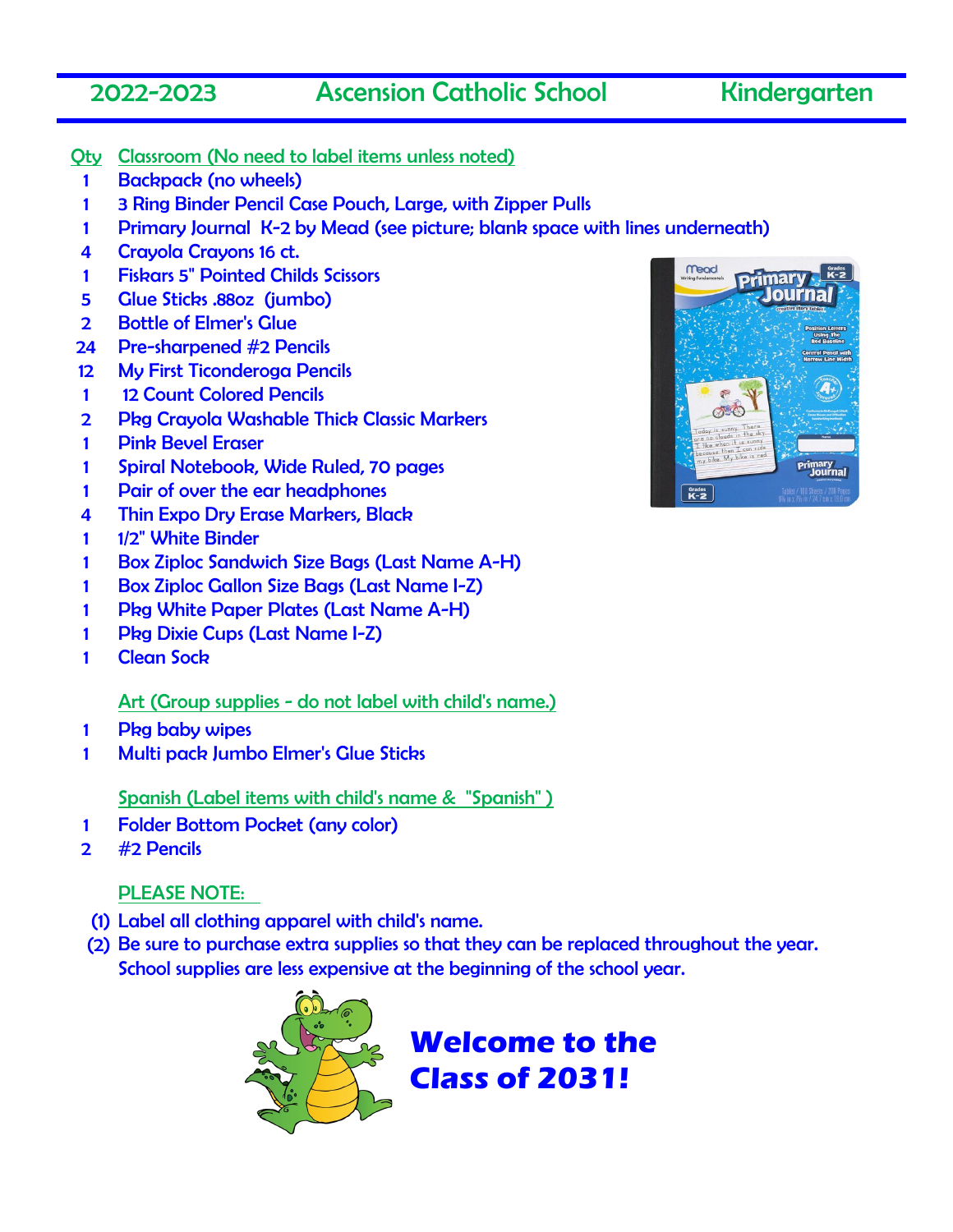# 2022-2023 Ascension Catholic School Kindergarten

| Qty | Classroom (No need to label items unless noted) |
| --- | --- |
| 1 | Backpack (no wheels) |
| 1 | 3 Ring Binder Pencil Case Pouch, Large, with Zipper Pulls |
| 1 | Primary Journal K-2 by Mead (see picture; blank space with lines underneath) |
| 4 | Crayola Crayons 16 ct. |
| 1 | Fiskars 5" Pointed Childs Scissors |
| 5 | Glue Sticks .88oz (jumbo) |
| 2 | Bottle of Elmer's Glue |
| 24 | Pre-sharpened #2 Pencils |
| 12 | My First Ticonderoga Pencils |
| 1 | 12 Count Colored Pencils |
| 2 | Pkg Crayola Washable Thick Classic Markers |
| 1 | Pink Bevel Eraser |
| 1 | Spiral Notebook, Wide Ruled, 70 pages |
| 1 | Pair of over the ear headphones |
| 4 | Thin Expo Dry Erase Markers, Black |
| 1 | 1/2" White Binder |
| 1 | Box Ziploc Sandwich Size Bags (Last Name A-H) |
| 1 | Box Ziploc Gallon Size Bags (Last Name I-Z) |
| 1 | Pkg White Paper Plates (Last Name A-H) |
| 1 | Pkg Dixie Cups (Last Name I-Z) |
| 1 | Clean Sock |

**Art (Group supplies - do not label with child's name.)**

| Qty | Item |
| --- | --- |
| 1 | Pkg baby wipes |
| 1 | Multi pack Jumbo Elmer's Glue Sticks |

**Spanish (Label items with child's name & "Spanish")**

| Qty | Item |
| --- | --- |
| 1 | Folder Bottom Pocket (any color) |
| 2 | #2 Pencils |

**PLEASE NOTE:**

(1) Label all clothing apparel with child's name.

(2) Be sure to purchase extra supplies so that they can be replaced throughout the year. School supplies are less expensive at the beginning of the school year.

**Welcome to the Class of 2031!**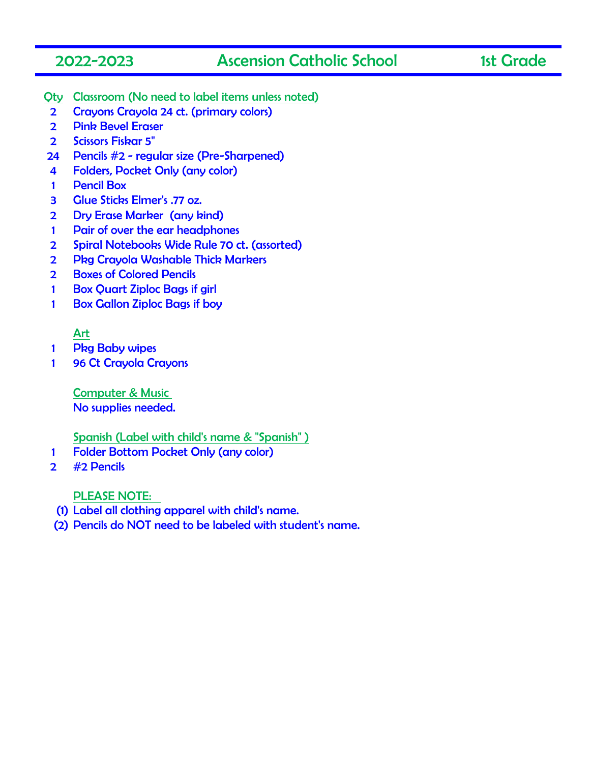# 2022-2023 Ascension Catholic School 1st Grade

| Qty | Classroom (No need to label items unless noted) |
| --- | --- |
| 2 | Crayons Crayola 24 ct. (primary colors) |
| 2 | Pink Bevel Eraser |
| 2 | Scissors Fiskar 5" |
| 24 | Pencils #2 - regular size (Pre-Sharpened) |
| 4 | Folders, Pocket Only (any color) |
| 1 | Pencil Box |
| 3 | Glue Sticks Elmer's .77 oz. |
| 2 | Dry Erase Marker (any kind) |
| 1 | Pair of over the ear headphones |
| 2 | Spiral Notebooks Wide Rule 70 ct. (assorted) |
| 2 | Pkg Crayola Washable Thick Markers |
| 2 | Boxes of Colored Pencils |
| 1 | Box Quart Ziploc Bags if girl |
| 1 | Box Gallon Ziploc Bags if boy |

**Art**

| | |
| --- | --- |
| 1 | Pkg Baby wipes |
| 1 | 96 Ct Crayola Crayons |

**Computer & Music**

No supplies needed.

**Spanish (Label with child's name & "Spanish" )**

| | |
| --- | --- |
| 1 | Folder Bottom Pocket Only (any color) |
| 2 | #2 Pencils |

**PLEASE NOTE:**

(1) Label all clothing apparel with child's name.
(2) Pencils do NOT need to be labeled with student's name.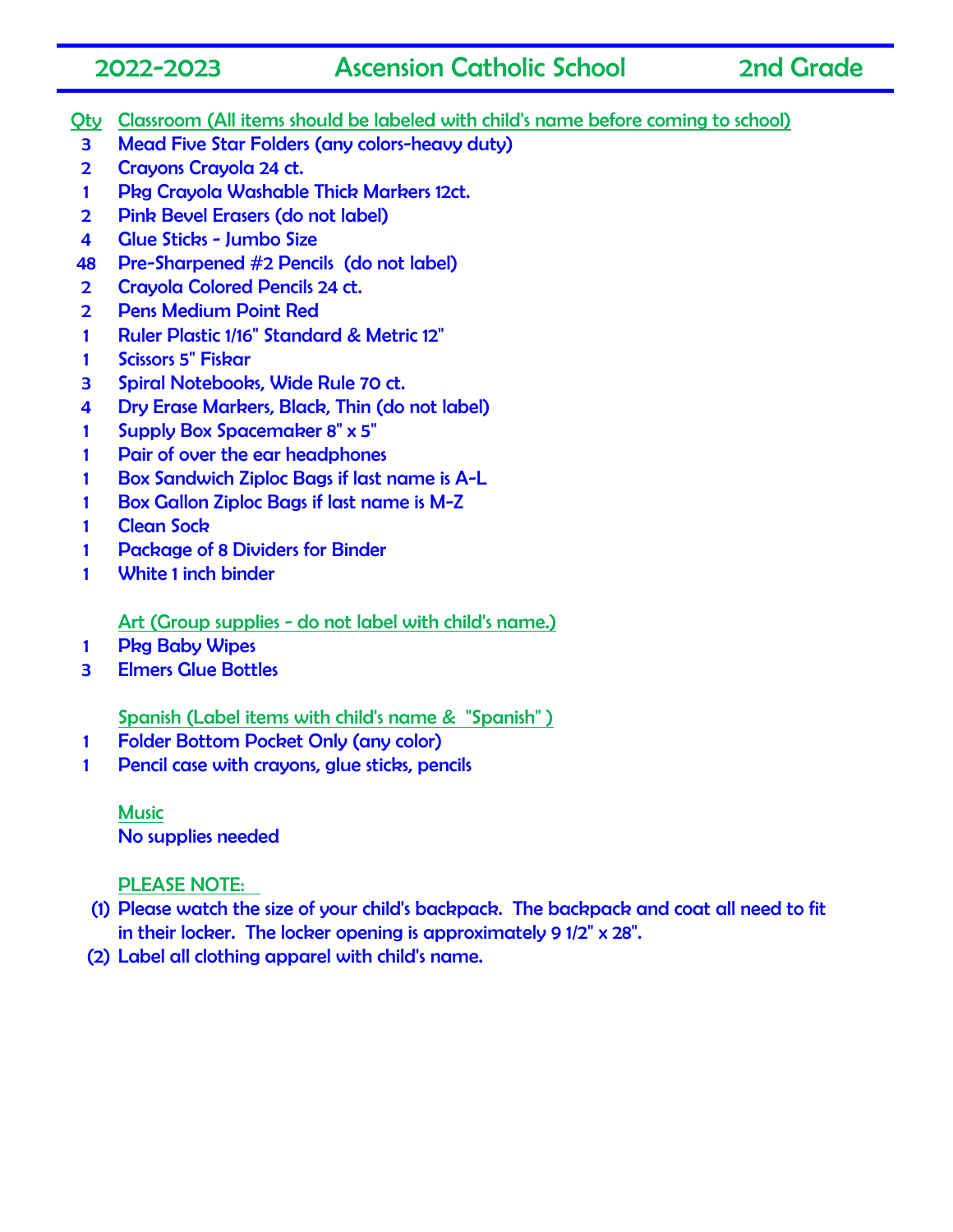# 2022-2023 Ascension Catholic School 2nd Grade

| Qty | Classroom (All items should be labeled with child's name before coming to school) |
| --- | --- |
| 3 | Mead Five Star Folders (any colors-heavy duty) |
| 2 | Crayons Crayola 24 ct. |
| 1 | Pkg Crayola Washable Thick Markers 12ct. |
| 2 | Pink Bevel Erasers (do not label) |
| 4 | Glue Sticks - Jumbo Size |
| 48 | Pre-Sharpened #2 Pencils (do not label) |
| 2 | Crayola Colored Pencils 24 ct. |
| 2 | Pens Medium Point Red |
| 1 | Ruler Plastic 1/16" Standard & Metric 12" |
| 1 | Scissors 5" Fiskar |
| 3 | Spiral Notebooks, Wide Rule 70 ct. |
| 4 | Dry Erase Markers, Black, Thin (do not label) |
| 1 | Supply Box Spacemaker 8" x 5" |
| 1 | Pair of over the ear headphones |
| 1 | Box Sandwich Ziploc Bags if last name is A-L |
| 1 | Box Gallon Ziploc Bags if last name is M-Z |
| 1 | Clean Sock |
| 1 | Package of 8 Dividers for Binder |
| 1 | White 1 inch binder |
| | **Art (Group supplies - do not label with child's name.)** |
| 1 | Pkg Baby Wipes |
| 3 | Elmers Glue Bottles |
| | **Spanish (Label items with child's name & "Spanish" )** |
| 1 | Folder Bottom Pocket Only (any color) |
| 1 | Pencil case with crayons, glue sticks, pencils |
| | **Music** |
| | No supplies needed |

**PLEASE NOTE:**

(1) Please watch the size of your child's backpack. The backpack and coat all need to fit in their locker. The locker opening is approximately 9 1/2" x 28".

(2) Label all clothing apparel with child's name.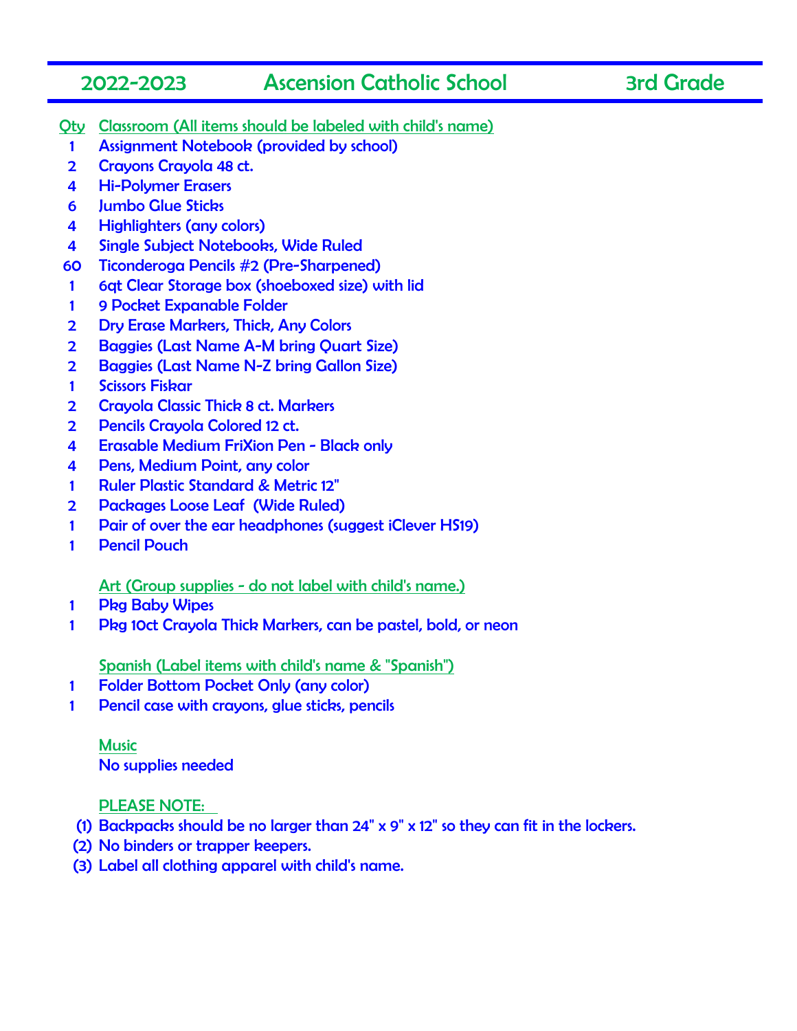# 2022-2023 Ascension Catholic School 3rd Grade

| Qty | Classroom (All items should be labeled with child's name) |
|---|---|
| 1 | Assignment Notebook (provided by school) |
| 2 | Crayons Crayola 48 ct. |
| 4 | Hi-Polymer Erasers |
| 6 | Jumbo Glue Sticks |
| 4 | Highlighters (any colors) |
| 4 | Single Subject Notebooks, Wide Ruled |
| 60 | Ticonderoga Pencils #2 (Pre-Sharpened) |
| 1 | 6qt Clear Storage box (shoeboxed size) with lid |
| 1 | 9 Pocket Expanable Folder |
| 2 | Dry Erase Markers, Thick, Any Colors |
| 2 | Baggies (Last Name A-M bring Quart Size) |
| 2 | Baggies (Last Name N-Z bring Gallon Size) |
| 1 | Scissors Fiskar |
| 2 | Crayola Classic Thick 8 ct. Markers |
| 2 | Pencils Crayola Colored 12 ct. |
| 4 | Erasable Medium FriXion Pen - Black only |
| 4 | Pens, Medium Point, any color |
| 1 | Ruler Plastic Standard & Metric 12" |
| 2 | Packages Loose Leaf (Wide Ruled) |
| 1 | Pair of over the ear headphones (suggest iClever HS19) |
| 1 | Pencil Pouch |

**Art (Group supplies - do not label with child's name.)**

| Qty | Item |
|---|---|
| 1 | Pkg Baby Wipes |
| 1 | Pkg 10ct Crayola Thick Markers, can be pastel, bold, or neon |

**Spanish (Label items with child's name & "Spanish")**

| Qty | Item |
|---|---|
| 1 | Folder Bottom Pocket Only (any color) |
| 1 | Pencil case with crayons, glue sticks, pencils |

**Music**

No supplies needed

**PLEASE NOTE:**

(1) Backpacks should be no larger than 24" x 9" x 12" so they can fit in the lockers.
(2) No binders or trapper keepers.
(3) Label all clothing apparel with child's name.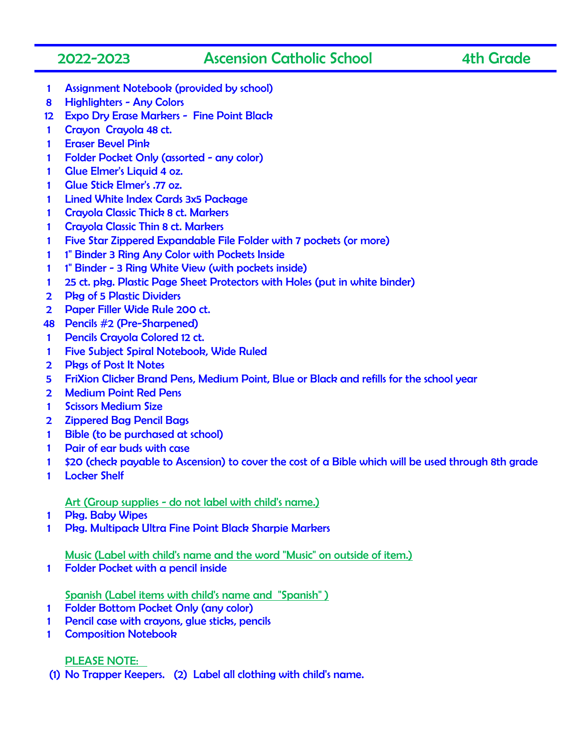## 2022-2023 Ascension Catholic School 4th Grade

| Qty | Item |
|---|---|
| 1 | Assignment Notebook (provided by school) |
| 8 | Highlighters - Any Colors |
| 12 | Expo Dry Erase Markers - Fine Point Black |
| 1 | Crayon Crayola 48 ct. |
| 1 | Eraser Bevel Pink |
| 1 | Folder Pocket Only (assorted - any color) |
| 1 | Glue Elmer's Liquid 4 oz. |
| 1 | Glue Stick Elmer's .77 oz. |
| 1 | Lined White Index Cards 3x5 Package |
| 1 | Crayola Classic Thick 8 ct. Markers |
| 1 | Crayola Classic Thin 8 ct. Markers |
| 1 | Five Star Zippered Expandable File Folder with 7 pockets (or more) |
| 1 | 1" Binder 3 Ring Any Color with Pockets Inside |
| 1 | 1" Binder - 3 Ring White View (with pockets inside) |
| 1 | 25 ct. pkg. Plastic Page Sheet Protectors with Holes (put in white binder) |
| 2 | Pkg of 5 Plastic Dividers |
| 2 | Paper Filler Wide Rule 200 ct. |
| 48 | Pencils #2 (Pre-Sharpened) |
| 1 | Pencils Crayola Colored 12 ct. |
| 1 | Five Subject Spiral Notebook, Wide Ruled |
| 2 | Pkgs of Post It Notes |
| 5 | FriXion Clicker Brand Pens, Medium Point, Blue or Black and refills for the school year |
| 2 | Medium Point Red Pens |
| 1 | Scissors Medium Size |
| 2 | Zippered Bag Pencil Bags |
| 1 | Bible (to be purchased at school) |
| 1 | Pair of ear buds with case |
| 1 | $20 (check payable to Ascension) to cover the cost of a Bible which will be used through 8th grade |
| 1 | Locker Shelf |

**Art (Group supplies - do not label with child's name.)**

| Qty | Item |
|---|---|
| 1 | Pkg. Baby Wipes |
| 1 | Pkg. Multipack Ultra Fine Point Black Sharpie Markers |

**Music (Label with child's name and the word "Music" on outside of item.)**

| Qty | Item |
|---|---|
| 1 | Folder Pocket with a pencil inside |

**Spanish (Label items with child's name and "Spanish" )**

| Qty | Item |
|---|---|
| 1 | Folder Bottom Pocket Only (any color) |
| 1 | Pencil case with crayons, glue sticks, pencils |
| 1 | Composition Notebook |

**PLEASE NOTE:**

(1) No Trapper Keepers. (2) Label all clothing with child's name.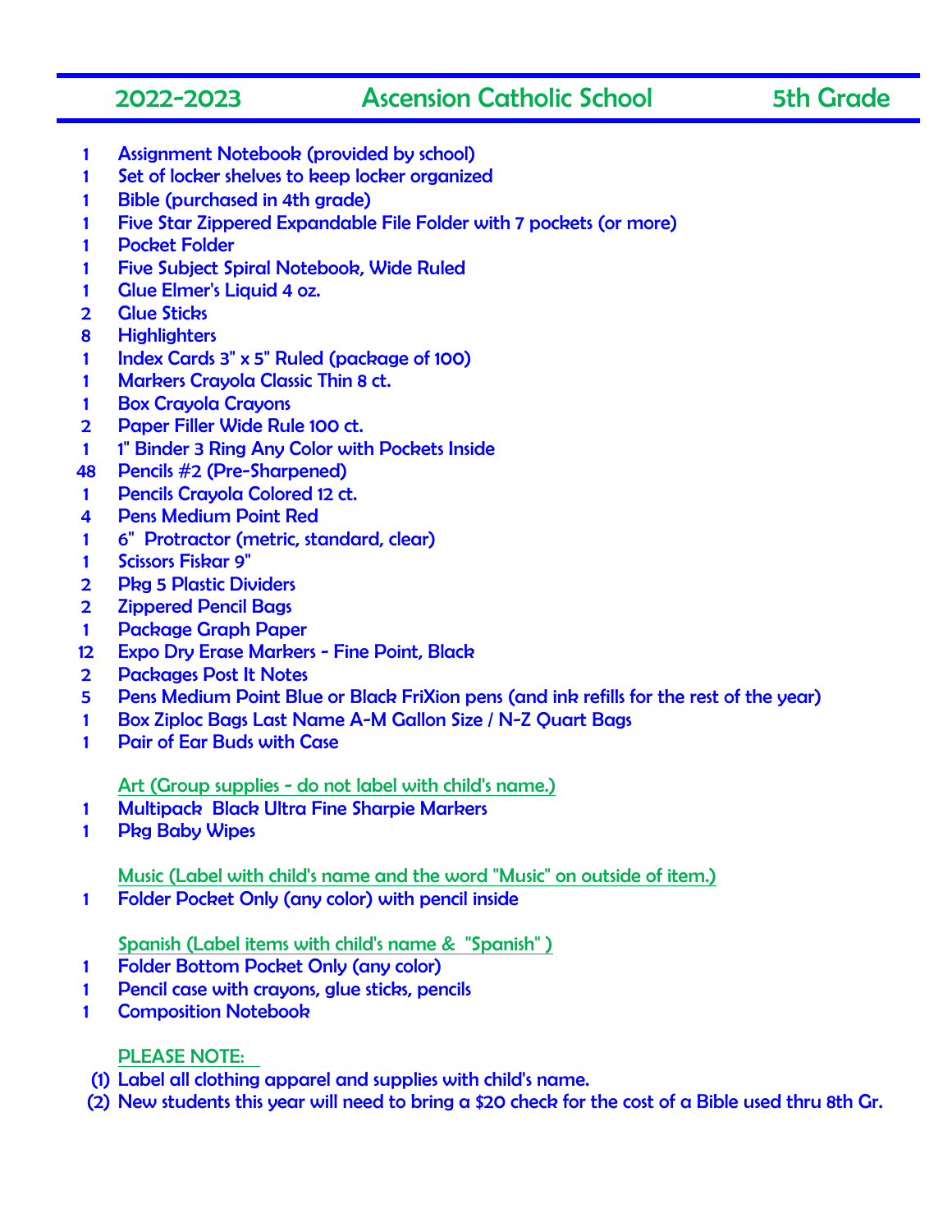## 2022-2023 Ascension Catholic School 5th Grade

| Qty | Item |
|---|---|
| 1 | Assignment Notebook (provided by school) |
| 1 | Set of locker shelves to keep locker organized |
| 1 | Bible (purchased in 4th grade) |
| 1 | Five Star Zippered Expandable File Folder with 7 pockets (or more) |
| 1 | Pocket Folder |
| 1 | Five Subject Spiral Notebook, Wide Ruled |
| 1 | Glue Elmer's Liquid 4 oz. |
| 2 | Glue Sticks |
| 8 | Highlighters |
| 1 | Index Cards 3" x 5" Ruled (package of 100) |
| 1 | Markers Crayola Classic Thin 8 ct. |
| 1 | Box Crayola Crayons |
| 2 | Paper Filler Wide Rule 100 ct. |
| 1 | 1" Binder 3 Ring Any Color with Pockets Inside |
| 48 | Pencils #2 (Pre-Sharpened) |
| 1 | Pencils Crayola Colored 12 ct. |
| 4 | Pens Medium Point Red |
| 1 | 6" Protractor (metric, standard, clear) |
| 1 | Scissors Fiskar 9" |
| 2 | Pkg 5 Plastic Dividers |
| 2 | Zippered Pencil Bags |
| 1 | Package Graph Paper |
| 12 | Expo Dry Erase Markers - Fine Point, Black |
| 2 | Packages Post It Notes |
| 5 | Pens Medium Point Blue or Black FriXion pens (and ink refills for the rest of the year) |
| 1 | Box Ziploc Bags Last Name A-M Gallon Size / N-Z Quart Bags |
| 1 | Pair of Ear Buds with Case |

**Art (Group supplies - do not label with child's name.)**

| Qty | Item |
|---|---|
| 1 | Multipack Black Ultra Fine Sharpie Markers |
| 1 | Pkg Baby Wipes |

**Music (Label with child's name and the word "Music" on outside of item.)**

| Qty | Item |
|---|---|
| 1 | Folder Pocket Only (any color) with pencil inside |

**Spanish (Label items with child's name & "Spanish" )**

| Qty | Item |
|---|---|
| 1 | Folder Bottom Pocket Only (any color) |
| 1 | Pencil case with crayons, glue sticks, pencils |
| 1 | Composition Notebook |

**PLEASE NOTE:**

(1) Label all clothing apparel and supplies with child's name.

(2) New students this year will need to bring a $20 check for the cost of a Bible used thru 8th Gr.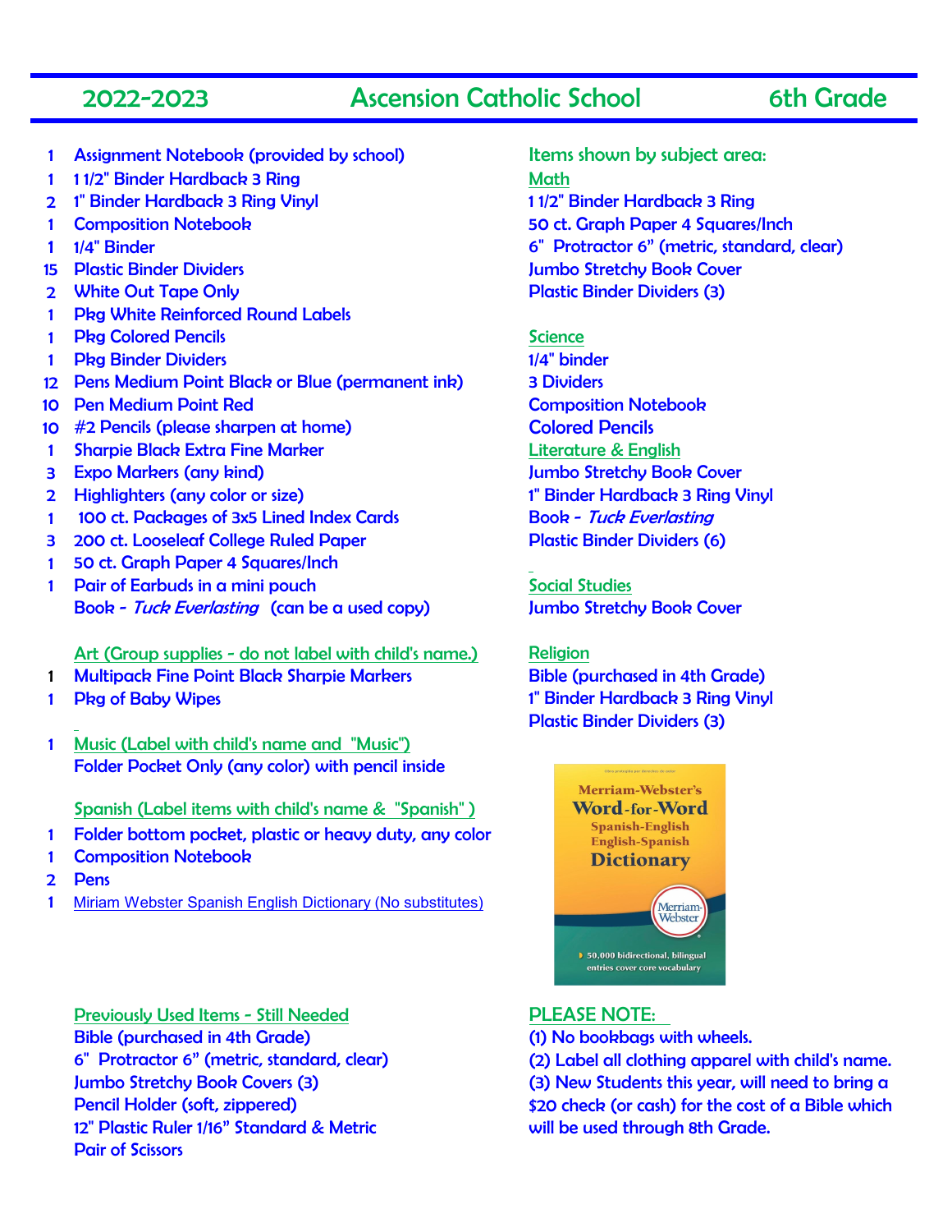# 2022-2023 Ascension Catholic School 6th Grade

| Qty | Item |
|---|---|
| 1 | Assignment Notebook (provided by school) |
| 1 | 1 1/2" Binder Hardback 3 Ring |
| 2 | 1" Binder Hardback 3 Ring Vinyl |
| 1 | Composition Notebook |
| 1 | 1/4" Binder |
| 15 | Plastic Binder Dividers |
| 2 | White Out Tape Only |
| 1 | Pkg White Reinforced Round Labels |
| 1 | Pkg Colored Pencils |
| 1 | Pkg Binder Dividers |
| 12 | Pens Medium Point Black or Blue (permanent ink) |
| 10 | Pen Medium Point Red |
| 10 | #2 Pencils (please sharpen at home) |
| 1 | Sharpie Black Extra Fine Marker |
| 3 | Expo Markers (any kind) |
| 2 | Highlighters (any color or size) |
| 1 | 100 ct. Packages of 3x5 Lined Index Cards |
| 3 | 200 ct. Looseleaf College Ruled Paper |
| 1 | 50 ct. Graph Paper 4 Squares/Inch |
| 1 | Pair of Earbuds in a mini pouch |
| | Book - *Tuck Everlasting* (can be a used copy) |

**Art (Group supplies - do not label with child's name.)**

- 1 Multipack Fine Point Black Sharpie Markers
- 1 Pkg of Baby Wipes

**1 Music (Label with child's name and "Music")**

Folder Pocket Only (any color) with pencil inside

**Spanish (Label items with child's name & "Spanish")**

- 1 Folder bottom pocket, plastic or heavy duty, any color
- 1 Composition Notebook
- 2 Pens
- 1 Miriam Webster Spanish English Dictionary (No substitutes)

**Previously Used Items - Still Needed**

- Bible (purchased in 4th Grade)
- 6" Protractor 6" (metric, standard, clear)
- Jumbo Stretchy Book Covers (3)
- Pencil Holder (soft, zippered)
- 12" Plastic Ruler 1/16" Standard & Metric
- Pair of Scissors

## Items shown by subject area:

**Math**

- 1 1/2" Binder Hardback 3 Ring
- 50 ct. Graph Paper 4 Squares/Inch
- 6" Protractor 6" (metric, standard, clear)
- Jumbo Stretchy Book Cover
- Plastic Binder Dividers (3)

**Science**

- 1/4" binder
- 3 Dividers
- Composition Notebook
- Colored Pencils

**Literature & English**

- Jumbo Stretchy Book Cover
- 1" Binder Hardback 3 Ring Vinyl
- Book - *Tuck Everlasting*
- Plastic Binder Dividers (6)

**Social Studies**

- Jumbo Stretchy Book Cover

**Religion**

- Bible (purchased in 4th Grade)
- 1" Binder Hardback 3 Ring Vinyl
- Plastic Binder Dividers (3)

**PLEASE NOTE:**

(1) No bookbags with wheels.
(2) Label all clothing apparel with child's name.
(3) New Students this year, will need to bring a $20 check (or cash) for the cost of a Bible which will be used through 8th Grade.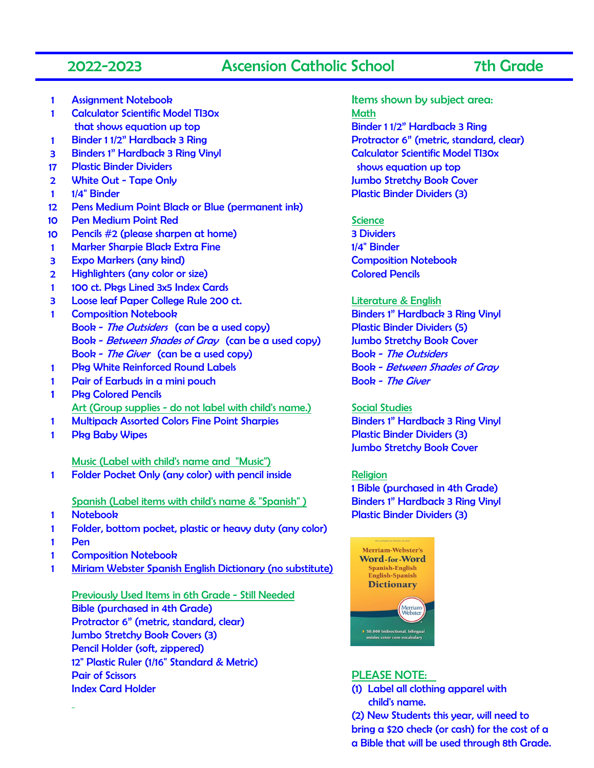# 2022-2023 Ascension Catholic School 7th Grade

| Qty | Item |
|---|---|
| 1 | Assignment Notebook |
| 1 | Calculator Scientific Model TI30x that shows equation up top |
| 1 | Binder 1 1/2" Hardback 3 Ring |
| 3 | Binders 1" Hardback 3 Ring Vinyl |
| 17 | Plastic Binder Dividers |
| 2 | White Out - Tape Only |
| 1 | 1/4" Binder |
| 12 | Pens Medium Point Black or Blue (permanent ink) |
| 10 | Pen Medium Point Red |
| 10 | Pencils #2 (please sharpen at home) |
| 1 | Marker Sharpie Black Extra Fine |
| 3 | Expo Markers (any kind) |
| 2 | Highlighters (any color or size) |
| 1 | 100 ct. Pkgs Lined 3x5 Index Cards |
| 3 | Loose leaf Paper College Rule 200 ct. |
| 1 | Composition Notebook |
| | Book - *The Outsiders* (can be a used copy) |
| | Book - *Between Shades of Gray* (can be a used copy) |
| | Book - *The Giver* (can be a used copy) |
| 1 | Pkg White Reinforced Round Labels |
| 1 | Pair of Earbuds in a mini pouch |
| 1 | Pkg Colored Pencils |

**Art (Group supplies - do not label with child's name.)**

| Qty | Item |
|---|---|
| 1 | Multipack Assorted Colors Fine Point Sharpies |
| 1 | Pkg Baby Wipes |

**Music (Label with child's name and "Music")**

| Qty | Item |
|---|---|
| 1 | Folder Pocket Only (any color) with pencil inside |

**Spanish (Label items with child's name & "Spanish")**

| Qty | Item |
|---|---|
| 1 | Notebook |
| 1 | Folder, bottom pocket, plastic or heavy duty (any color) |
| 1 | Pen |
| 1 | Composition Notebook |
| 1 | Miriam Webster Spanish English Dictionary (no substitute) |

**Previously Used Items in 6th Grade - Still Needed**

- Bible (purchased in 4th Grade)
- Protractor 6" (metric, standard, clear)
- Jumbo Stretchy Book Covers (3)
- Pencil Holder (soft, zippered)
- 12" Plastic Ruler (1/16" Standard & Metric)
- Pair of Scissors
- Index Card Holder

## Items shown by subject area:

**Math**
- Binder 1 1/2" Hardback 3 Ring
- Protractor 6" (metric, standard, clear)
- Calculator Scientific Model TI30x shows equation up top
- Jumbo Stretchy Book Cover
- Plastic Binder Dividers (3)

**Science**
- 3 Dividers
- 1/4" Binder
- Composition Notebook
- Colored Pencils

**Literature & English**
- Binders 1" Hardback 3 Ring Vinyl
- Plastic Binder Dividers (5)
- Jumbo Stretchy Book Cover
- Book - *The Outsiders*
- Book - *Between Shades of Gray*
- Book - *The Giver*

**Social Studies**
- Binders 1" Hardback 3 Ring Vinyl
- Plastic Binder Dividers (3)
- Jumbo Stretchy Book Cover

**Religion**
- 1 Bible (purchased in 4th Grade)
- Binders 1" Hardback 3 Ring Vinyl
- Plastic Binder Dividers (3)

**PLEASE NOTE:**

(1) Label all clothing apparel with child's name.

(2) New Students this year, will need to bring a $20 check (or cash) for the cost of a a Bible that will be used through 8th Grade.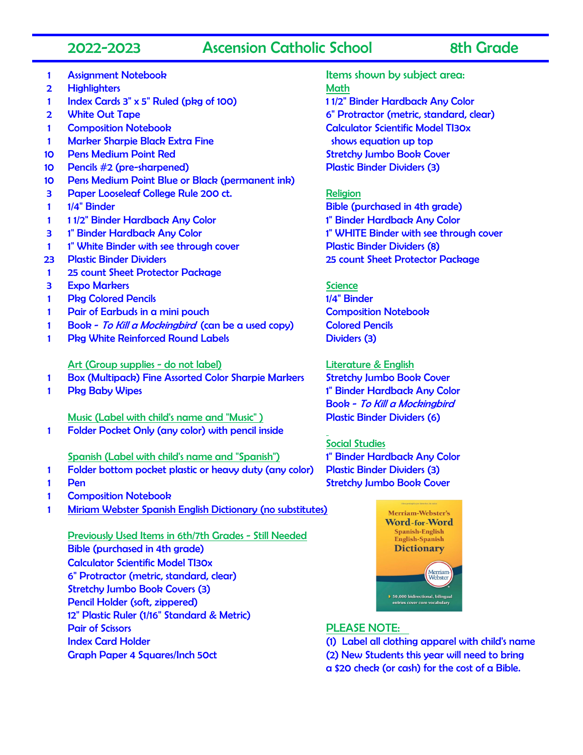# 2022-2023 Ascension Catholic School 8th Grade

| | |
|---|---|
| 1 | Assignment Notebook |
| 2 | Highlighters |
| 1 | Index Cards 3" x 5" Ruled (pkg of 100) |
| 2 | White Out Tape |
| 1 | Composition Notebook |
| 1 | Marker Sharpie Black Extra Fine |
| 10 | Pens Medium Point Red |
| 10 | Pencils #2 (pre-sharpened) |
| 10 | Pens Medium Point Blue or Black (permanent ink) |
| 3 | Paper Looseleaf College Rule 200 ct. |
| 1 | 1/4" Binder |
| 1 | 1 1/2" Binder Hardback Any Color |
| 3 | 1" Binder Hardback Any Color |
| 1 | 1" White Binder with see through cover |
| 23 | Plastic Binder Dividers |
| 1 | 25 count Sheet Protector Package |
| 3 | Expo Markers |
| 1 | Pkg Colored Pencils |
| 1 | Pair of Earbuds in a mini pouch |
| 1 | Book - *To Kill a Mockingbird* (can be a used copy) |
| 1 | Pkg White Reinforced Round Labels |

## Art (Group supplies - do not label)

| | |
|---|---|
| 1 | Box (Multipack) Fine Assorted Color Sharpie Markers |
| 1 | Pkg Baby Wipes |

## Music (Label with child's name and "Music" )

| | |
|---|---|
| 1 | Folder Pocket Only (any color) with pencil inside |

## Spanish (Label with child's name and "Spanish")

| | |
|---|---|
| 1 | Folder bottom pocket plastic or heavy duty (any color) |
| 1 | Pen |
| 1 | Composition Notebook |
| 1 | Miriam Webster Spanish English Dictionary (no substitutes) |

## Previously Used Items in 6th/7th Grades - Still Needed

Bible (purchased in 4th grade)
Calculator Scientific Model TI30x
6" Protractor (metric, standard, clear)
Stretchy Jumbo Book Covers (3)
Pencil Holder (soft, zippered)
12" Plastic Ruler (1/16" Standard & Metric)
Pair of Scissors
Index Card Holder
Graph Paper 4 Squares/Inch 50ct

## Items shown by subject area:

### Math

1 1/2" Binder Hardback Any Color
6" Protractor (metric, standard, clear)
Calculator Scientific Model TI30x shows equation up top
Stretchy Jumbo Book Cover
Plastic Binder Dividers (3)

### Religion

Bible (purchased in 4th grade)
1" Binder Hardback Any Color
1" WHITE Binder with see through cover
Plastic Binder Dividers (8)
25 count Sheet Protector Package

### Science

1/4" Binder
Composition Notebook
Colored Pencils
Dividers (3)

### Literature & English

Stretchy Jumbo Book Cover
1" Binder Hardback Any Color
Book - *To Kill a Mockingbird*
Plastic Binder Dividers (6)

### Social Studies

1" Binder Hardback Any Color
Plastic Binder Dividers (3)
Stretchy Jumbo Book Cover

Merriam-Webster's Word-for-Word Spanish-English English-Spanish Dictionary

## PLEASE NOTE:

(1) Label all clothing apparel with child's name
(2) New Students this year will need to bring a $20 check (or cash) for the cost of a Bible.